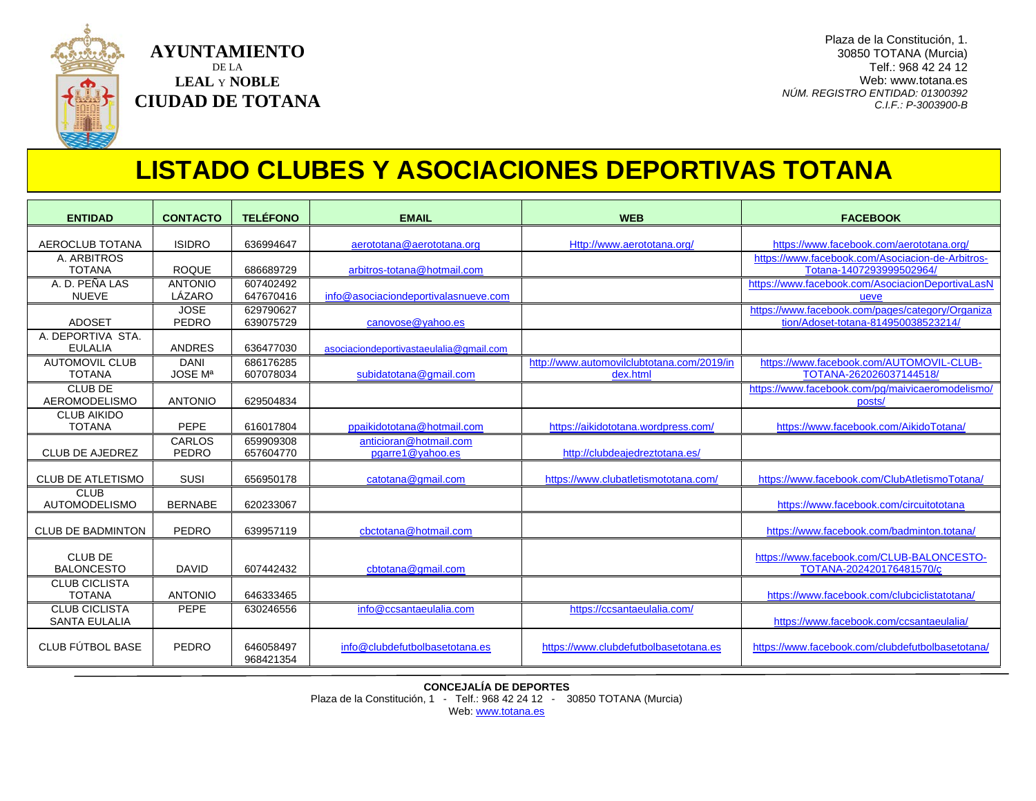**AYUNTAMIENTO**
DE LA
**LEAL Y NOBLE**
**CIUDAD DE TOTANA**

Plaza de la Constitución, 1.
30850 TOTANA (Murcia)
Telf.: 968 42 24 12
Web: www.totana.es
*NÚM. REGISTRO ENTIDAD: 01300392*
*C.I.F.: P-3003900-B*

# LISTADO CLUBES Y ASOCIACIONES DEPORTIVAS TOTANA

| ENTIDAD | CONTACTO | TELÉFONO | EMAIL | WEB | FACEBOOK |
|---|---|---|---|---|---|
| AEROCLUB TOTANA | ISIDRO | 636994647 | aerototana@aerototana.org | Http://www.aerototana.org/ | https://www.facebook.com/aerototana.org/ |
| A. ARBITROS TOTANA | ROQUE | 686689729 | arbitros-totana@hotmail.com | | https://www.facebook.com/Asociacion-de-Arbitros-Totana-1407293999502964/ |
| A. D. PEÑA LAS NUEVE | ANTONIO LÁZARO | 607402492 647670416 | info@asociaciondeportivalasnueve.com | | https://www.facebook.com/AsociacionDeportivaLasNueve |
| ADOSET | JOSE PEDRO | 629790627 639075729 | canovose@yahoo.es | | https://www.facebook.com/pages/category/Organization/Adoset-totana-814950038523214/ |
| A. DEPORTIVA STA. EULALIA | ANDRES | 636477030 | asociaciondeportivastaeulalia@gmail.com | | |
| AUTOMOVIL CLUB TOTANA | DANI JOSE Mª | 686176285 607078034 | subidatotana@gmail.com | http://www.automovilclubtotana.com/2019/index.html | https://www.facebook.com/AUTOMOVIL-CLUB-TOTANA-262026037144518/ |
| CLUB DE AEROMODELISMO | ANTONIO | 629504834 | | | https://www.facebook.com/pg/maivicaeromodelismo/posts/ |
| CLUB AIKIDO TOTANA | PEPE | 616017804 | ppaikidototana@hotmail.com | https://aikidototana.wordpress.com/ | https://www.facebook.com/AikidoTotana/ |
| CLUB DE AJEDREZ | CARLOS PEDRO | 659909308 657604770 | anticioran@hotmail.com pgarre1@yahoo.es | http://clubdeajedreztotana.es/ | |
| CLUB DE ATLETISMO | SUSI | 656950178 | catotana@gmail.com | https://www.clubatletismototana.com/ | https://www.facebook.com/ClubAtletismoTotana/ |
| CLUB AUTOMODELISMO | BERNABE | 620233067 | | | https://www.facebook.com/circuitototana |
| CLUB DE BADMINTON | PEDRO | 639957119 | cbctotana@hotmail.com | | https://www.facebook.com/badminton.totana/ |
| CLUB DE BALONCESTO | DAVID | 607442432 | cbtotana@gmail.com | | https://www.facebook.com/CLUB-BALONCESTO-TOTANA-202420176481570/c |
| CLUB CICLISTA TOTANA | ANTONIO | 646333465 | | | https://www.facebook.com/clubciclistatotana/ |
| CLUB CICLISTA SANTA EULALIA | PEPE | 630246556 | info@ccsantaeulalia.com | https://ccsantaeulalia.com/ | https://www.facebook.com/ccsantaeulalia/ |
| CLUB FÚTBOL BASE | PEDRO | 646058497 968421354 | info@clubdefutbolbasetotana.es | https://www.clubdefutbolbasetotana.es | https://www.facebook.com/clubdefutbolbasetotana/ |

**CONCEJALÍA DE DEPORTES**
Plaza de la Constitución, 1 - Telf.: 968 42 24 12 - 30850 TOTANA (Murcia)
Web: www.totana.es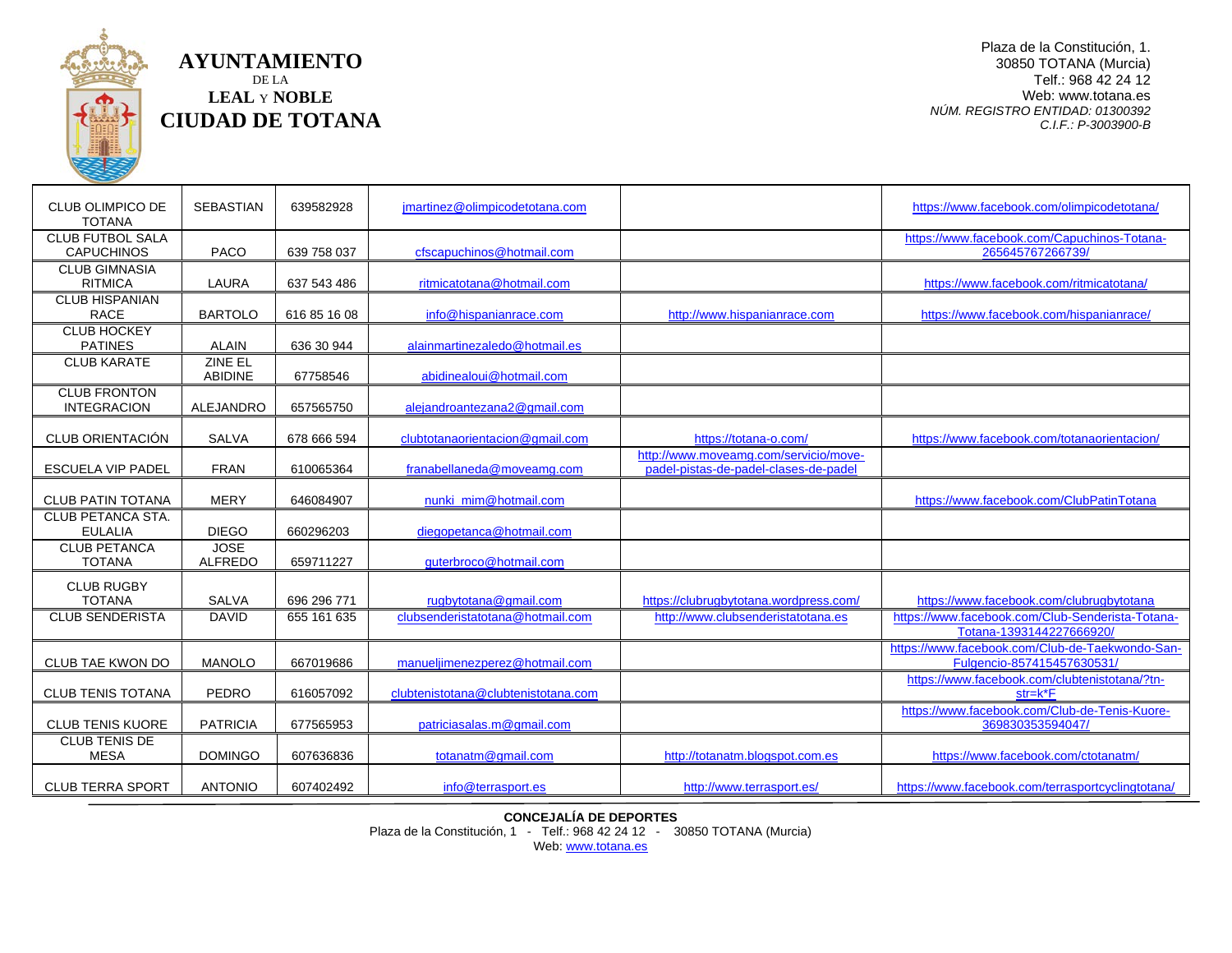**AYUNTAMIENTO**
DE LA
**LEAL** Y **NOBLE**
**CIUDAD DE TOTANA**

Plaza de la Constitución, 1.
30850 TOTANA (Murcia)
Telf.: 968 42 24 12
Web: www.totana.es
*NÚM. REGISTRO ENTIDAD: 01300392*
*C.I.F.: P-3003900-B*

| | | | | | |
|---|---|---|---|---|---|
| CLUB OLIMPICO DE TOTANA | SEBASTIAN | 639582928 | jmartinez@olimpicodetotana.com | | https://www.facebook.com/olimpicodetotana/ |
| CLUB FUTBOL SALA CAPUCHINOS | PACO | 639 758 037 | cfscapuchinos@hotmail.com | | https://www.facebook.com/Capuchinos-Totana-265645767266739/ |
| CLUB GIMNASIA RITMICA | LAURA | 637 543 486 | ritmicatotana@hotmail.com | | https://www.facebook.com/ritmicatotana/ |
| CLUB HISPANIAN RACE | BARTOLO | 616 85 16 08 | info@hispanianrace.com | http://www.hispanianrace.com | https://www.facebook.com/hispanianrace/ |
| CLUB HOCKEY PATINES | ALAIN | 636 30 944 | alainmartinezaledo@hotmail.es | | |
| CLUB KARATE | ZINE EL ABIDINE | 67758546 | abidinealoui@hotmail.com | | |
| CLUB FRONTON INTEGRACION | ALEJANDRO | 657565750 | alejandroantezana2@gmail.com | | |
| CLUB ORIENTACIÓN | SALVA | 678 666 594 | clubtotanaorientacion@gmail.com | https://totana-o.com/ | https://www.facebook.com/totanaorientacion/ |
| ESCUELA VIP PADEL | FRAN | 610065364 | franabellaneda@moveamg.com | http://www.moveamg.com/servicio/move-padel-pistas-de-padel-clases-de-padel | |
| CLUB PATIN TOTANA | MERY | 646084907 | nunki_mim@hotmail.com | | https://www.facebook.com/ClubPatinTotana |
| CLUB PETANCA STA. EULALIA | DIEGO | 660296203 | diegopetanca@hotmail.com | | |
| CLUB PETANCA TOTANA | JOSE ALFREDO | 659711227 | guterbroco@hotmail.com | | |
| CLUB RUGBY TOTANA | SALVA | 696 296 771 | rugbytotana@gmail.com | https://clubrugbytotana.wordpress.com/ | https://www.facebook.com/clubrugbytotana |
| CLUB SENDERISTA | DAVID | 655 161 635 | clubsenderistatotana@hotmail.com | http://www.clubsenderistatotana.es | https://www.facebook.com/Club-Senderista-Totana-1393144227666920/ |
| CLUB TAE KWON DO | MANOLO | 667019686 | manueljimenezperez@hotmail.com | | https://www.facebook.com/Club-de-Taekwondo-San-Fulgencio-857415457630531/ |
| CLUB TENIS TOTANA | PEDRO | 616057092 | clubtenistotana@clubtenistotana.com | | https://www.facebook.com/clubtenistotana/?tn-str=k*F |
| CLUB TENIS KUORE | PATRICIA | 677565953 | patriciasalas.m@gmail.com | | https://www.facebook.com/Club-de-Tenis-Kuore-369830353594047/ |
| CLUB TENIS DE MESA | DOMINGO | 607636836 | totanatm@gmail.com | http://totanatm.blogspot.com.es | https://www.facebook.com/ctotanatm/ |
| CLUB TERRA SPORT | ANTONIO | 607402492 | info@terrasport.es | http://www.terrasport.es/ | https://www.facebook.com/terrasportcyclingtotana/ |

**CONCEJALÍA DE DEPORTES**
Plaza de la Constitución, 1 - Telf.: 968 42 24 12 - 30850 TOTANA (Murcia)
Web: www.totana.es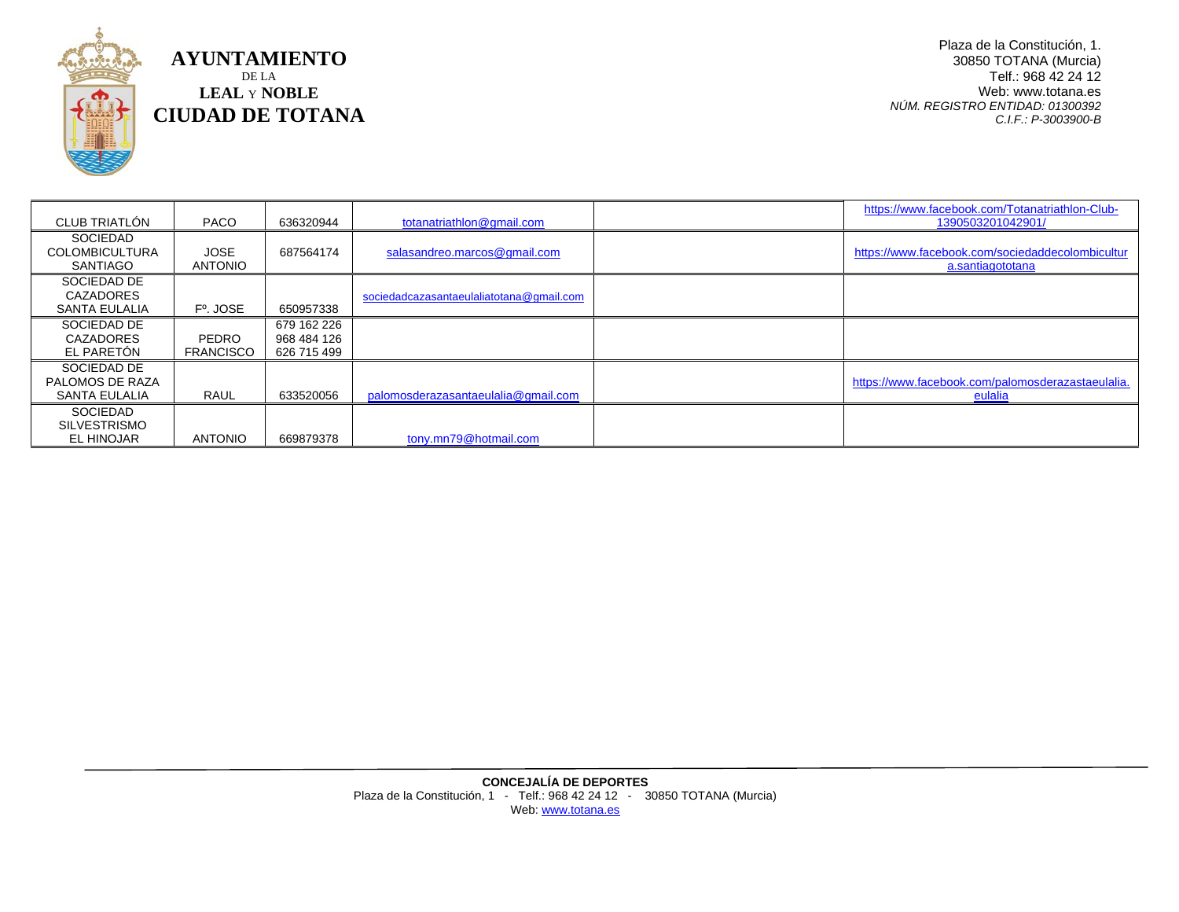| | | | | | |
|---|---|---|---|---|---|
| CLUB TRIATLÓN | PACO | 636320944 | totanatriathlon@gmail.com | | https://www.facebook.com/Totanatriathlon-Club-1390503201042901/ |
| SOCIEDAD COLOMBICULTURA SANTIAGO | JOSE ANTONIO | 687564174 | salasandreo.marcos@gmail.com | | https://www.facebook.com/sociedaddecolombicultura.santiagototana |
| SOCIEDAD DE CAZADORES SANTA EULALIA | Fº. JOSE | 650957338 | sociedadcazasantaeulaliatotana@gmail.com | | |
| SOCIEDAD DE CAZADORES EL PARETÓN | PEDRO FRANCISCO | 679 162 226<br>968 484 126<br>626 715 499 | | | |
| SOCIEDAD DE PALOMOS DE RAZA SANTA EULALIA | RAUL | 633520056 | palomosderazasantaeulalia@gmail.com | | https://www.facebook.com/palomosderazastaeulalia.eulalia |
| SOCIEDAD SILVESTRISMO EL HINOJAR | ANTONIO | 669879378 | tony.mn79@hotmail.com | | |